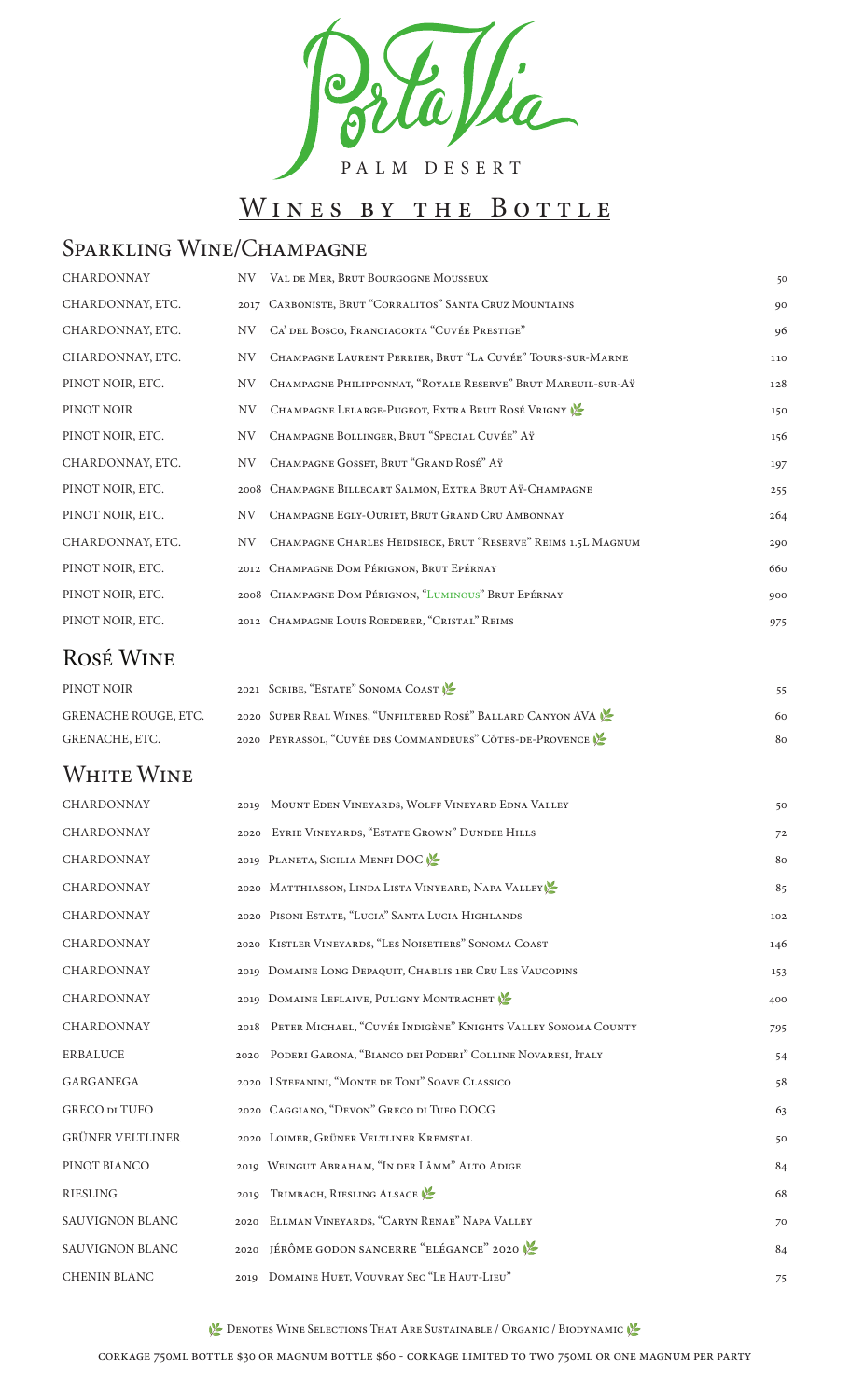# Porta Via

PALM DESERT

## Wines by the Bottle

### Sparkling Wine/Champagne

| | | | |
|---|---|---|---|
| CHARDONNAY | NV | Val de Mer, Brut Bourgogne Mousseux | 50 |
| CHARDONNAY, ETC. | 2017 | Carboniste, Brut "Corralitos" Santa Cruz Mountains | 90 |
| CHARDONNAY, ETC. | NV | Ca' del Bosco, Franciacorta "Cuvée Prestige" | 96 |
| CHARDONNAY, ETC. | NV | Champagne Laurent Perrier, Brut "La Cuvée" Tours-sur-Marne | 110 |
| PINOT NOIR, ETC. | NV | Champagne Philipponnat, "Royale Reserve" Brut Mareuil-sur-Aÿ | 128 |
| PINOT NOIR | NV | Champagne Lelarge-Pugeot, Extra Brut Rosé Vrigny 🌿 | 150 |
| PINOT NOIR, ETC. | NV | Champagne Bollinger, Brut "Special Cuvée" Aÿ | 156 |
| CHARDONNAY, ETC. | NV | Champagne Gosset, Brut "Grand Rosé" Aÿ | 197 |
| PINOT NOIR, ETC. | 2008 | Champagne Billecart Salmon, Extra Brut Aÿ-Champagne | 255 |
| PINOT NOIR, ETC. | NV | Champagne Egly-Ouriet, Brut Grand Cru Ambonnay | 264 |
| CHARDONNAY, ETC. | NV | Champagne Charles Heidsieck, Brut "Reserve" Reims 1.5L Magnum | 290 |
| PINOT NOIR, ETC. | 2012 | Champagne Dom Pérignon, Brut Epérnay | 660 |
| PINOT NOIR, ETC. | 2008 | Champagne Dom Pérignon, "Luminous" Brut Epérnay | 900 |
| PINOT NOIR, ETC. | 2012 | Champagne Louis Roederer, "Cristal" Reims | 975 |

### Rosé Wine

| | | | |
|---|---|---|---|
| PINOT NOIR | 2021 | Scribe, "Estate" Sonoma Coast 🌿 | 55 |
| GRENACHE ROUGE, ETC. | 2020 | Super Real Wines, "Unfiltered Rosé" Ballard Canyon AVA 🌿 | 60 |
| GRENACHE, ETC. | 2020 | Peyrassol, "Cuvée des Commandeurs" Côtes-de-Provence 🌿 | 80 |

### White Wine

| | | | |
|---|---|---|---|
| CHARDONNAY | 2019 | Mount Eden Vineyards, Wolff Vineyard Edna Valley | 50 |
| CHARDONNAY | 2020 | Eyrie Vineyards, "Estate Grown" Dundee Hills | 72 |
| CHARDONNAY | 2019 | Planeta, Sicilia Menfi DOC 🌿 | 80 |
| CHARDONNAY | 2020 | Matthiasson, Linda Lista Vineyard, Napa Valley 🌿 | 85 |
| CHARDONNAY | 2020 | Pisoni Estate, "Lucia" Santa Lucia Highlands | 102 |
| CHARDONNAY | 2020 | Kistler Vineyards, "Les Noisetiers" Sonoma Coast | 146 |
| CHARDONNAY | 2019 | Domaine Long Depaquit, Chablis 1er Cru Les Vaucopins | 153 |
| CHARDONNAY | 2019 | Domaine Leflaive, Puligny Montrachet 🌿 | 400 |
| CHARDONNAY | 2018 | Peter Michael, "Cuvée Indigène" Knights Valley Sonoma County | 795 |
| ERBALUCE | 2020 | Poderi Garona, "Bianco dei Poderi" Colline Novaresi, Italy | 54 |
| GARGANEGA | 2020 | I Stefanini, "Monte de Toni" Soave Classico | 58 |
| GRECO DI TUFO | 2020 | Caggiano, "Devon" Greco di Tufo DOCG | 63 |
| GRÜNER VELTLINER | 2020 | Loimer, Grüner Veltliner Kremstal | 50 |
| PINOT BIANCO | 2019 | Weingut Abraham, "In der Lämm" Alto Adige | 84 |
| RIESLING | 2019 | Trimbach, Riesling Alsace 🌿 | 68 |
| SAUVIGNON BLANC | 2020 | Ellman Vineyards, "Caryn Renae" Napa Valley | 70 |
| SAUVIGNON BLANC | 2020 | Jérôme Godon Sancerre "Elégance" 2020 🌿 | 84 |
| CHENIN BLANC | 2019 | Domaine Huet, Vouvray Sec "Le Haut-Lieu" | 75 |

🌿 Denotes Wine Selections That Are Sustainable / Organic / Biodynamic 🌿

Corkage 750ml bottle $30 or magnum bottle $60 - corkage limited to two 750ml or one magnum per party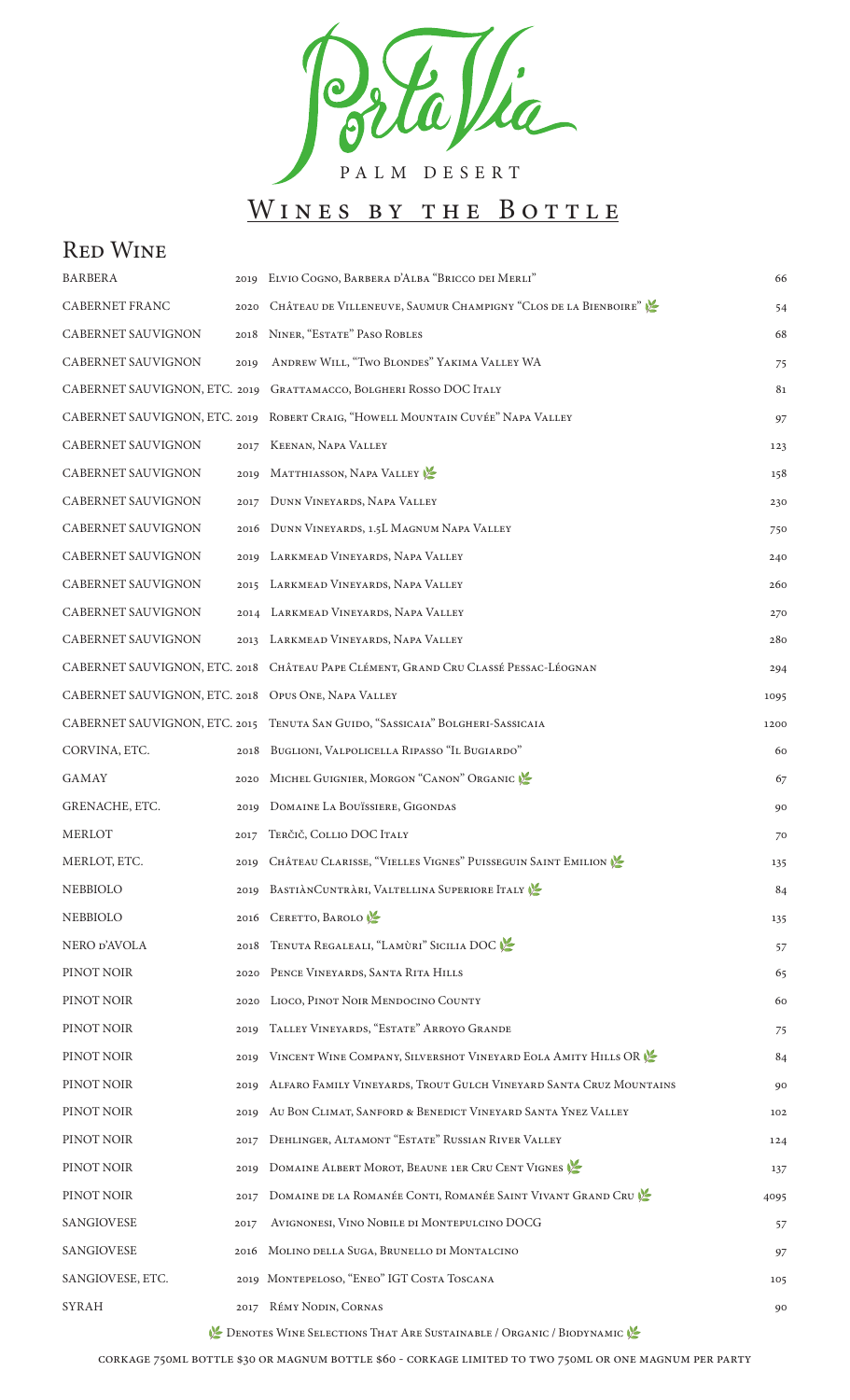# Porta Via

PALM DESERT

## Wines by the Bottle

### Red Wine

| | | | |
|---|---|---|---|
| BARBERA | 2019 | Elvio Cogno, Barbera d'Alba "Bricco dei Merli" | 66 |
| CABERNET FRANC | 2020 | Château de Villeneuve, Saumur Champigny "Clos de la Bienboire" 🌿 | 54 |
| CABERNET SAUVIGNON | 2018 | Niner, "Estate" Paso Robles | 68 |
| CABERNET SAUVIGNON | 2019 | Andrew Will, "Two Blondes" Yakima Valley WA | 75 |
| CABERNET SAUVIGNON, ETC. | 2019 | Grattamacco, Bolgheri Rosso DOC Italy | 81 |
| CABERNET SAUVIGNON, ETC. | 2019 | Robert Craig, "Howell Mountain Cuvée" Napa Valley | 97 |
| CABERNET SAUVIGNON | 2017 | Keenan, Napa Valley | 123 |
| CABERNET SAUVIGNON | 2019 | Matthiasson, Napa Valley 🌿 | 158 |
| CABERNET SAUVIGNON | 2017 | Dunn Vineyards, Napa Valley | 230 |
| CABERNET SAUVIGNON | 2016 | Dunn Vineyards, 1.5L Magnum Napa Valley | 750 |
| CABERNET SAUVIGNON | 2019 | Larkmead Vineyards, Napa Valley | 240 |
| CABERNET SAUVIGNON | 2015 | Larkmead Vineyards, Napa Valley | 260 |
| CABERNET SAUVIGNON | 2014 | Larkmead Vineyards, Napa Valley | 270 |
| CABERNET SAUVIGNON | 2013 | Larkmead Vineyards, Napa Valley | 280 |
| CABERNET SAUVIGNON, ETC. | 2018 | Château Pape Clément, Grand Cru Classé Pessac-Léognan | 294 |
| CABERNET SAUVIGNON, ETC. | 2018 | Opus One, Napa Valley | 1095 |
| CABERNET SAUVIGNON, ETC. | 2015 | Tenuta San Guido, "Sassicaia" Bolgheri-Sassicaia | 1200 |
| CORVINA, ETC. | 2018 | Buglioni, Valpolicella Ripasso "Il Bugiardo" | 60 |
| GAMAY | 2020 | Michel Guignier, Morgon "Canon" Organic 🌿 | 67 |
| GRENACHE, ETC. | 2019 | Domaine La Bouïssiere, Gigondas | 90 |
| MERLOT | 2017 | Terčič, Collio DOC Italy | 70 |
| MERLOT, ETC. | 2019 | Château Clarisse, "Vielles Vignes" Puisseguin Saint Emilion 🌿 | 135 |
| NEBBIOLO | 2019 | BastiànCuntràri, Valtellina Superiore Italy 🌿 | 84 |
| NEBBIOLO | 2016 | Ceretto, Barolo 🌿 | 135 |
| NERO D'AVOLA | 2018 | Tenuta Regaleali, "Lamùri" Sicilia DOC 🌿 | 57 |
| PINOT NOIR | 2020 | Pence Vineyards, Santa Rita Hills | 65 |
| PINOT NOIR | 2020 | Lioco, Pinot Noir Mendocino County | 60 |
| PINOT NOIR | 2019 | Talley Vineyards, "Estate" Arroyo Grande | 75 |
| PINOT NOIR | 2019 | Vincent Wine Company, Silvershot Vineyard Eola Amity Hills OR 🌿 | 84 |
| PINOT NOIR | 2019 | Alfaro Family Vineyards, Trout Gulch Vineyard Santa Cruz Mountains | 90 |
| PINOT NOIR | 2019 | Au Bon Climat, Sanford & Benedict Vineyard Santa Ynez Valley | 102 |
| PINOT NOIR | 2017 | Dehlinger, Altamont "Estate" Russian River Valley | 124 |
| PINOT NOIR | 2019 | Domaine Albert Morot, Beaune 1er Cru Cent Vignes 🌿 | 137 |
| PINOT NOIR | 2017 | Domaine de la Romanée Conti, Romanée Saint Vivant Grand Cru 🌿 | 4095 |
| SANGIOVESE | 2017 | Avignonesi, Vino Nobile di Montepulcino DOCG | 57 |
| SANGIOVESE | 2016 | Molino della Suga, Brunello di Montalcino | 97 |
| SANGIOVESE, ETC. | 2019 | Montepeloso, "Eneo" IGT Costa Toscana | 105 |
| SYRAH | 2017 | Rémy Nodin, Cornas | 90 |

🌿 Denotes Wine Selections That Are Sustainable / Organic / Biodynamic 🌿

CORKAGE 750ML BOTTLE $30 OR MAGNUM BOTTLE $60 - CORKAGE LIMITED TO TWO 750ML OR ONE MAGNUM PER PARTY